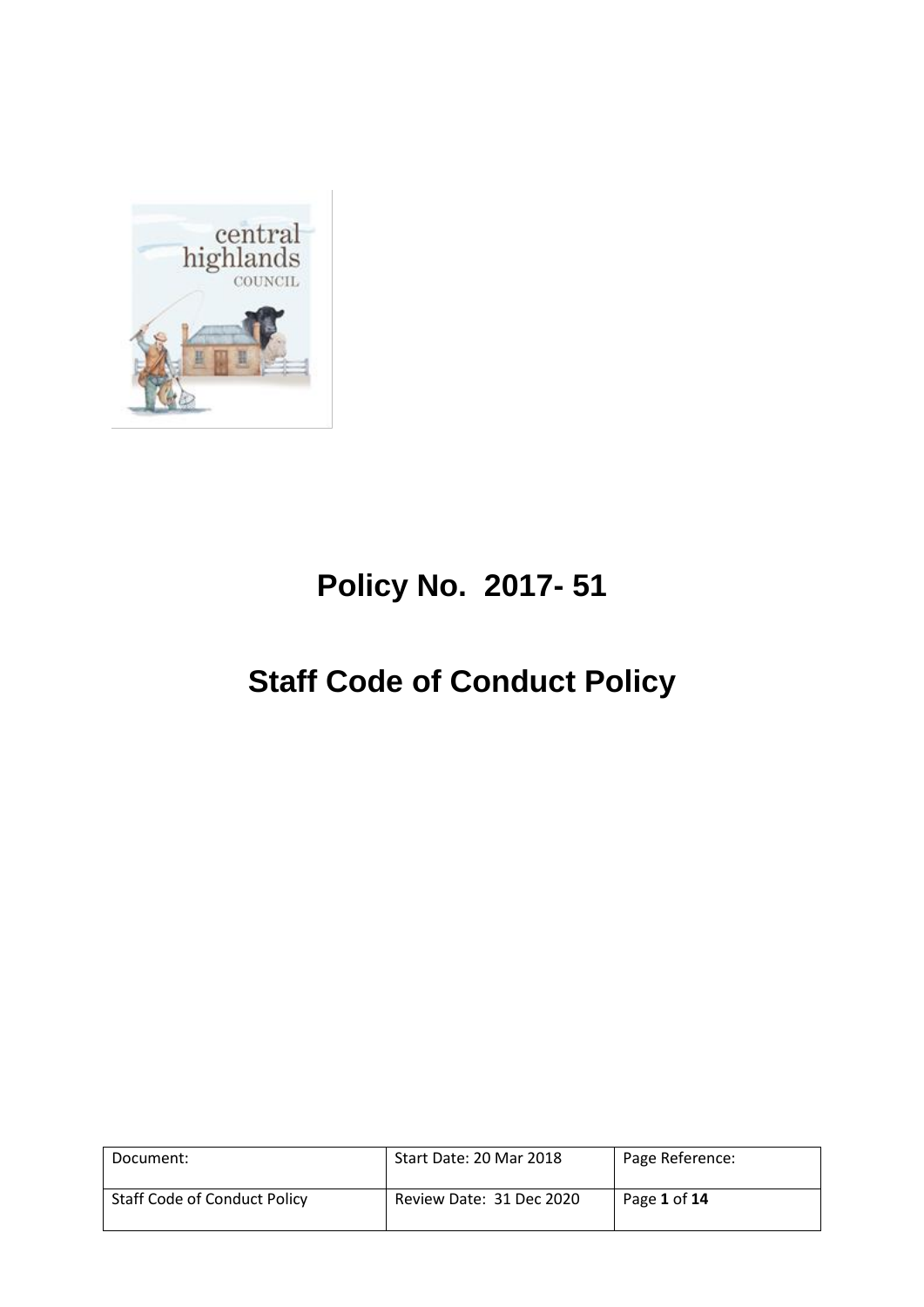# Policy No. 2017- 51

# Staff Code of Conduct Policy

| Document: | Start Date: 20 Mar 2018 | Page Reference: |
|---|---|---|
| Staff Code of Conduct Policy | Review Date: 31 Dec 2020 | Page **1** of **14** |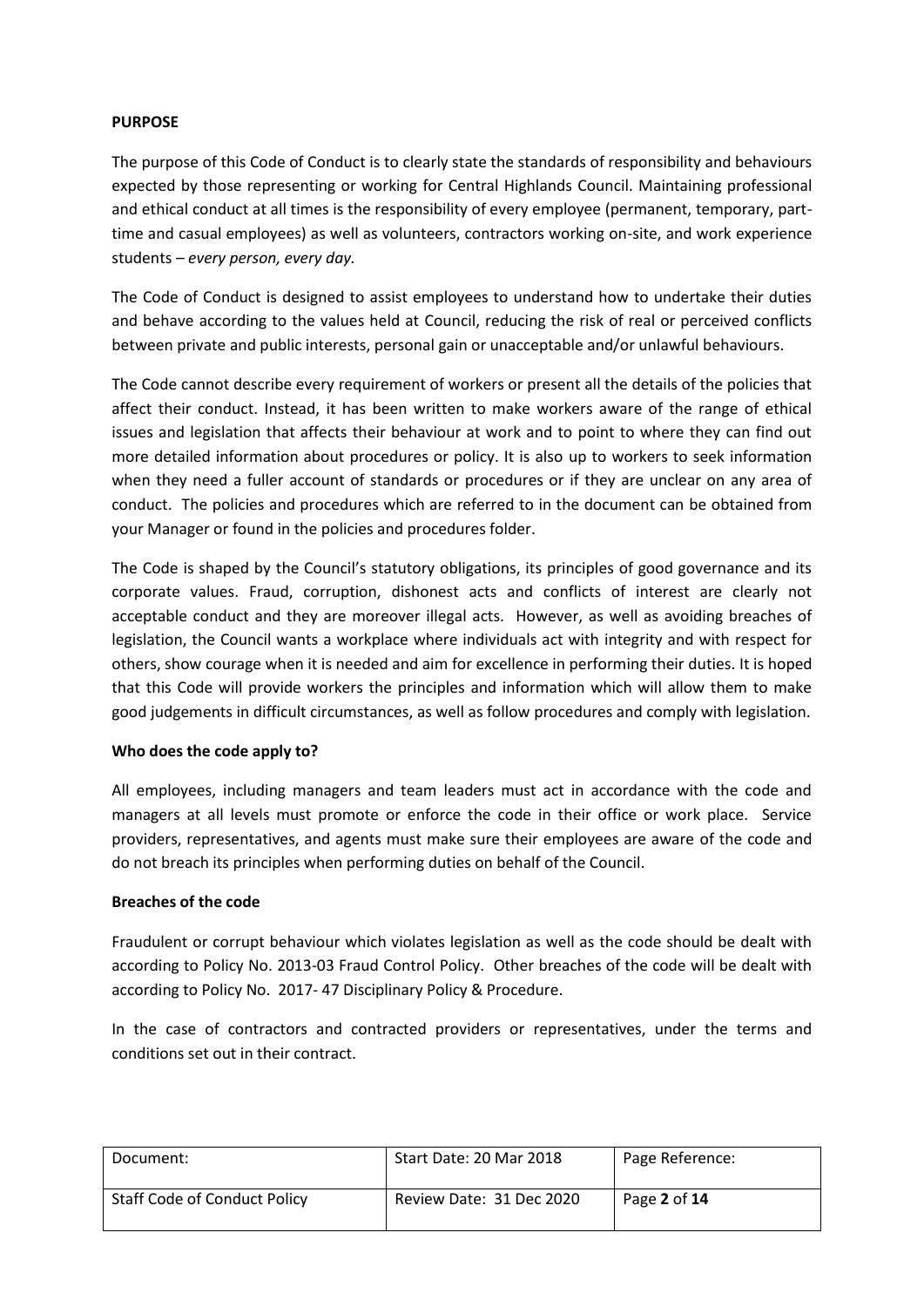**PURPOSE**

The purpose of this Code of Conduct is to clearly state the standards of responsibility and behaviours expected by those representing or working for Central Highlands Council. Maintaining professional and ethical conduct at all times is the responsibility of every employee (permanent, temporary, part-time and casual employees) as well as volunteers, contractors working on-site, and work experience students – *every person, every day.*

The Code of Conduct is designed to assist employees to understand how to undertake their duties and behave according to the values held at Council, reducing the risk of real or perceived conflicts between private and public interests, personal gain or unacceptable and/or unlawful behaviours.

The Code cannot describe every requirement of workers or present all the details of the policies that affect their conduct. Instead, it has been written to make workers aware of the range of ethical issues and legislation that affects their behaviour at work and to point to where they can find out more detailed information about procedures or policy. It is also up to workers to seek information when they need a fuller account of standards or procedures or if they are unclear on any area of conduct. The policies and procedures which are referred to in the document can be obtained from your Manager or found in the policies and procedures folder.

The Code is shaped by the Council's statutory obligations, its principles of good governance and its corporate values. Fraud, corruption, dishonest acts and conflicts of interest are clearly not acceptable conduct and they are moreover illegal acts. However, as well as avoiding breaches of legislation, the Council wants a workplace where individuals act with integrity and with respect for others, show courage when it is needed and aim for excellence in performing their duties. It is hoped that this Code will provide workers the principles and information which will allow them to make good judgements in difficult circumstances, as well as follow procedures and comply with legislation.

**Who does the code apply to?**

All employees, including managers and team leaders must act in accordance with the code and managers at all levels must promote or enforce the code in their office or work place. Service providers, representatives, and agents must make sure their employees are aware of the code and do not breach its principles when performing duties on behalf of the Council.

**Breaches of the code**

Fraudulent or corrupt behaviour which violates legislation as well as the code should be dealt with according to Policy No. 2013-03 Fraud Control Policy. Other breaches of the code will be dealt with according to Policy No. 2017- 47 Disciplinary Policy & Procedure.

In the case of contractors and contracted providers or representatives, under the terms and conditions set out in their contract.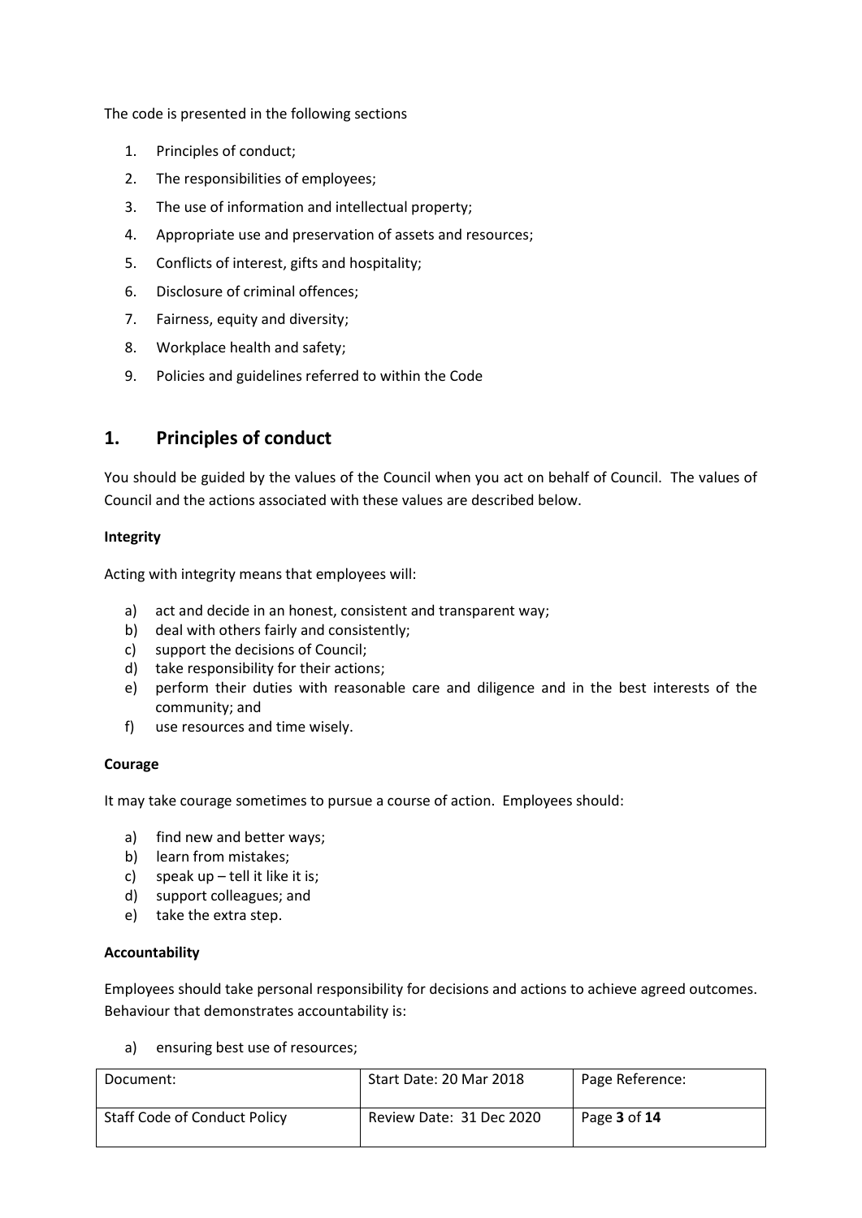The code is presented in the following sections

1. Principles of conduct;
2. The responsibilities of employees;
3. The use of information and intellectual property;
4. Appropriate use and preservation of assets and resources;
5. Conflicts of interest, gifts and hospitality;
6. Disclosure of criminal offences;
7. Fairness, equity and diversity;
8. Workplace health and safety;
9. Policies and guidelines referred to within the Code

## 1. Principles of conduct

You should be guided by the values of the Council when you act on behalf of Council. The values of Council and the actions associated with these values are described below.

**Integrity**

Acting with integrity means that employees will:

a) act and decide in an honest, consistent and transparent way;
b) deal with others fairly and consistently;
c) support the decisions of Council;
d) take responsibility for their actions;
e) perform their duties with reasonable care and diligence and in the best interests of the community; and
f) use resources and time wisely.

**Courage**

It may take courage sometimes to pursue a course of action. Employees should:

a) find new and better ways;
b) learn from mistakes;
c) speak up – tell it like it is;
d) support colleagues; and
e) take the extra step.

**Accountability**

Employees should take personal responsibility for decisions and actions to achieve agreed outcomes. Behaviour that demonstrates accountability is:

a) ensuring best use of resources;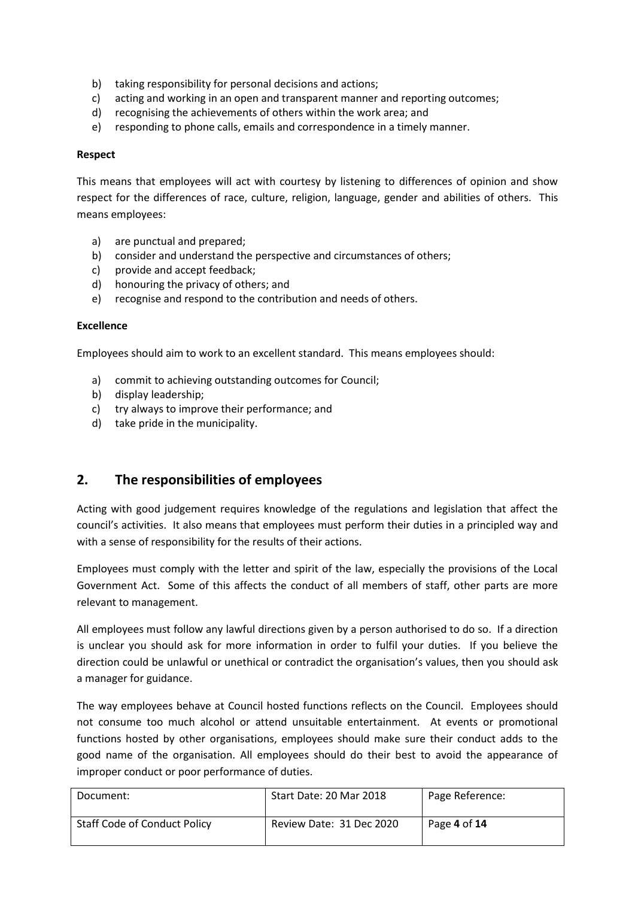b) taking responsibility for personal decisions and actions;
c) acting and working in an open and transparent manner and reporting outcomes;
d) recognising the achievements of others within the work area; and
e) responding to phone calls, emails and correspondence in a timely manner.

**Respect**

This means that employees will act with courtesy by listening to differences of opinion and show respect for the differences of race, culture, religion, language, gender and abilities of others. This means employees:

a) are punctual and prepared;
b) consider and understand the perspective and circumstances of others;
c) provide and accept feedback;
d) honouring the privacy of others; and
e) recognise and respond to the contribution and needs of others.

**Excellence**

Employees should aim to work to an excellent standard. This means employees should:

a) commit to achieving outstanding outcomes for Council;
b) display leadership;
c) try always to improve their performance; and
d) take pride in the municipality.

## 2. The responsibilities of employees

Acting with good judgement requires knowledge of the regulations and legislation that affect the council's activities. It also means that employees must perform their duties in a principled way and with a sense of responsibility for the results of their actions.

Employees must comply with the letter and spirit of the law, especially the provisions of the Local Government Act. Some of this affects the conduct of all members of staff, other parts are more relevant to management.

All employees must follow any lawful directions given by a person authorised to do so. If a direction is unclear you should ask for more information in order to fulfil your duties. If you believe the direction could be unlawful or unethical or contradict the organisation's values, then you should ask a manager for guidance.

The way employees behave at Council hosted functions reflects on the Council. Employees should not consume too much alcohol or attend unsuitable entertainment. At events or promotional functions hosted by other organisations, employees should make sure their conduct adds to the good name of the organisation. All employees should do their best to avoid the appearance of improper conduct or poor performance of duties.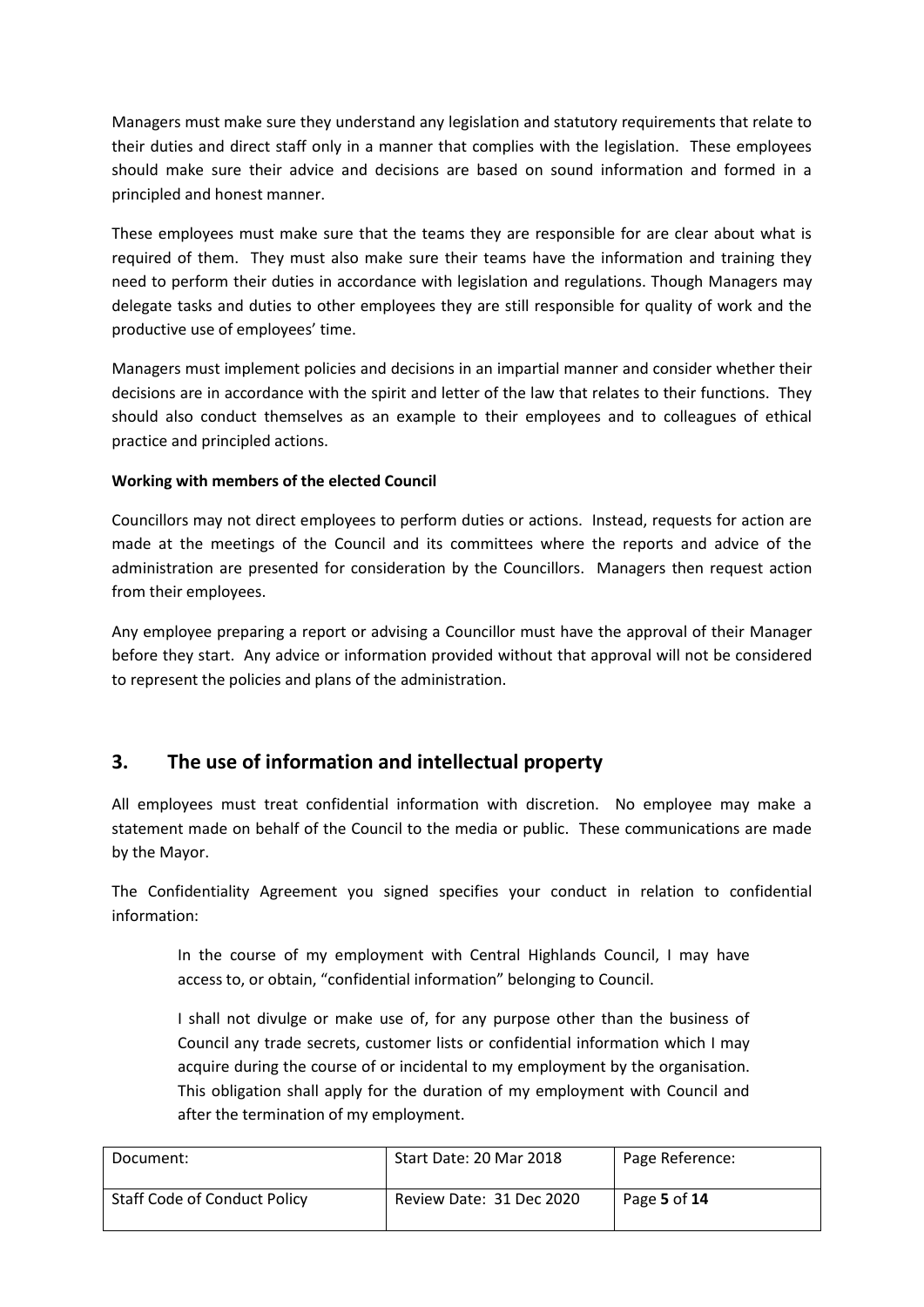Managers must make sure they understand any legislation and statutory requirements that relate to their duties and direct staff only in a manner that complies with the legislation. These employees should make sure their advice and decisions are based on sound information and formed in a principled and honest manner.

These employees must make sure that the teams they are responsible for are clear about what is required of them. They must also make sure their teams have the information and training they need to perform their duties in accordance with legislation and regulations. Though Managers may delegate tasks and duties to other employees they are still responsible for quality of work and the productive use of employees' time.

Managers must implement policies and decisions in an impartial manner and consider whether their decisions are in accordance with the spirit and letter of the law that relates to their functions. They should also conduct themselves as an example to their employees and to colleagues of ethical practice and principled actions.

**Working with members of the elected Council**

Councillors may not direct employees to perform duties or actions. Instead, requests for action are made at the meetings of the Council and its committees where the reports and advice of the administration are presented for consideration by the Councillors. Managers then request action from their employees.

Any employee preparing a report or advising a Councillor must have the approval of their Manager before they start. Any advice or information provided without that approval will not be considered to represent the policies and plans of the administration.

## 3. The use of information and intellectual property

All employees must treat confidential information with discretion. No employee may make a statement made on behalf of the Council to the media or public. These communications are made by the Mayor.

The Confidentiality Agreement you signed specifies your conduct in relation to confidential information:

> In the course of my employment with Central Highlands Council, I may have access to, or obtain, "confidential information" belonging to Council.
>
> I shall not divulge or make use of, for any purpose other than the business of Council any trade secrets, customer lists or confidential information which I may acquire during the course of or incidental to my employment by the organisation. This obligation shall apply for the duration of my employment with Council and after the termination of my employment.

| Document: | Start Date: 20 Mar 2018 | Page Reference: |
| --- | --- | --- |
| Staff Code of Conduct Policy | Review Date: 31 Dec 2020 | Page **5** of **14** |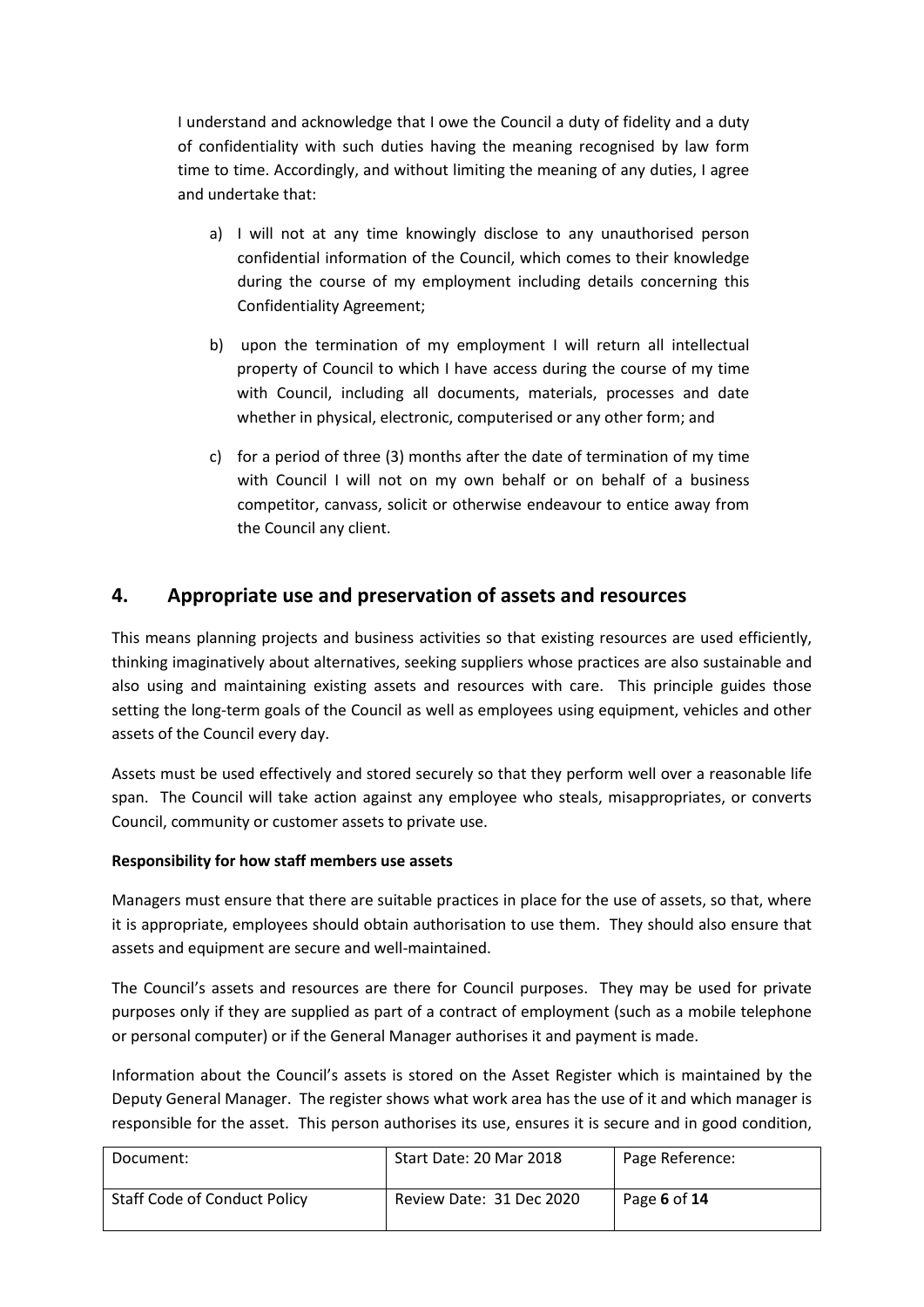I understand and acknowledge that I owe the Council a duty of fidelity and a duty of confidentiality with such duties having the meaning recognised by law form time to time. Accordingly, and without limiting the meaning of any duties, I agree and undertake that:

a) I will not at any time knowingly disclose to any unauthorised person confidential information of the Council, which comes to their knowledge during the course of my employment including details concerning this Confidentiality Agreement;

b) upon the termination of my employment I will return all intellectual property of Council to which I have access during the course of my time with Council, including all documents, materials, processes and date whether in physical, electronic, computerised or any other form; and

c) for a period of three (3) months after the date of termination of my time with Council I will not on my own behalf or on behalf of a business competitor, canvass, solicit or otherwise endeavour to entice away from the Council any client.

## 4. Appropriate use and preservation of assets and resources

This means planning projects and business activities so that existing resources are used efficiently, thinking imaginatively about alternatives, seeking suppliers whose practices are also sustainable and also using and maintaining existing assets and resources with care. This principle guides those setting the long-term goals of the Council as well as employees using equipment, vehicles and other assets of the Council every day.

Assets must be used effectively and stored securely so that they perform well over a reasonable life span. The Council will take action against any employee who steals, misappropriates, or converts Council, community or customer assets to private use.

**Responsibility for how staff members use assets**

Managers must ensure that there are suitable practices in place for the use of assets, so that, where it is appropriate, employees should obtain authorisation to use them. They should also ensure that assets and equipment are secure and well-maintained.

The Council's assets and resources are there for Council purposes. They may be used for private purposes only if they are supplied as part of a contract of employment (such as a mobile telephone or personal computer) or if the General Manager authorises it and payment is made.

Information about the Council's assets is stored on the Asset Register which is maintained by the Deputy General Manager. The register shows what work area has the use of it and which manager is responsible for the asset. This person authorises its use, ensures it is secure and in good condition,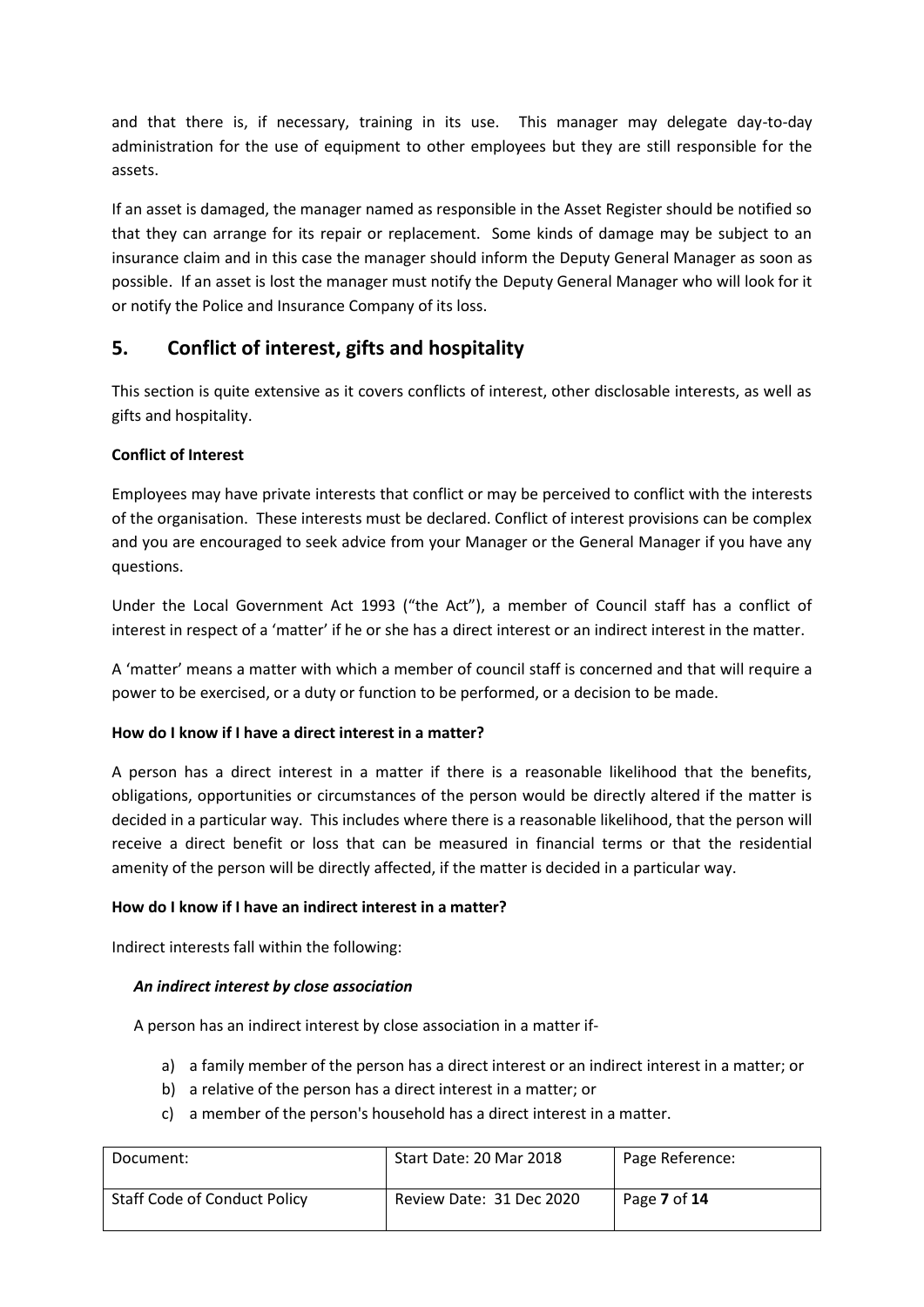and that there is, if necessary, training in its use. This manager may delegate day-to-day administration for the use of equipment to other employees but they are still responsible for the assets.

If an asset is damaged, the manager named as responsible in the Asset Register should be notified so that they can arrange for its repair or replacement. Some kinds of damage may be subject to an insurance claim and in this case the manager should inform the Deputy General Manager as soon as possible. If an asset is lost the manager must notify the Deputy General Manager who will look for it or notify the Police and Insurance Company of its loss.

## 5. Conflict of interest, gifts and hospitality

This section is quite extensive as it covers conflicts of interest, other disclosable interests, as well as gifts and hospitality.

**Conflict of Interest**

Employees may have private interests that conflict or may be perceived to conflict with the interests of the organisation. These interests must be declared. Conflict of interest provisions can be complex and you are encouraged to seek advice from your Manager or the General Manager if you have any questions.

Under the Local Government Act 1993 ("the Act"), a member of Council staff has a conflict of interest in respect of a 'matter' if he or she has a direct interest or an indirect interest in the matter.

A 'matter' means a matter with which a member of council staff is concerned and that will require a power to be exercised, or a duty or function to be performed, or a decision to be made.

**How do I know if I have a direct interest in a matter?**

A person has a direct interest in a matter if there is a reasonable likelihood that the benefits, obligations, opportunities or circumstances of the person would be directly altered if the matter is decided in a particular way. This includes where there is a reasonable likelihood, that the person will receive a direct benefit or loss that can be measured in financial terms or that the residential amenity of the person will be directly affected, if the matter is decided in a particular way.

**How do I know if I have an indirect interest in a matter?**

Indirect interests fall within the following:

***An indirect interest by close association***

A person has an indirect interest by close association in a matter if-

a) a family member of the person has a direct interest or an indirect interest in a matter; or
b) a relative of the person has a direct interest in a matter; or
c) a member of the person's household has a direct interest in a matter.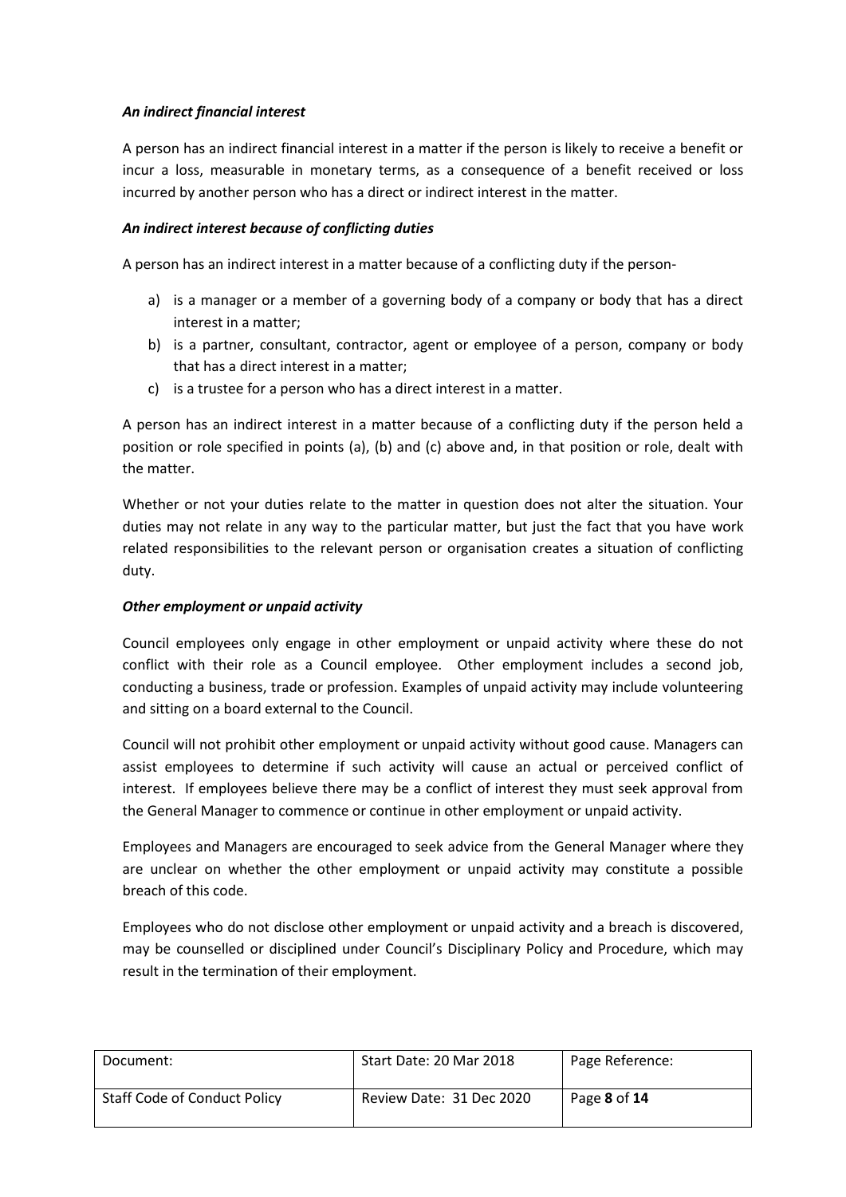***An indirect financial interest***

A person has an indirect financial interest in a matter if the person is likely to receive a benefit or incur a loss, measurable in monetary terms, as a consequence of a benefit received or loss incurred by another person who has a direct or indirect interest in the matter.

***An indirect interest because of conflicting duties***

A person has an indirect interest in a matter because of a conflicting duty if the person-

a) is a manager or a member of a governing body of a company or body that has a direct interest in a matter;
b) is a partner, consultant, contractor, agent or employee of a person, company or body that has a direct interest in a matter;
c) is a trustee for a person who has a direct interest in a matter.

A person has an indirect interest in a matter because of a conflicting duty if the person held a position or role specified in points (a), (b) and (c) above and, in that position or role, dealt with the matter.

Whether or not your duties relate to the matter in question does not alter the situation. Your duties may not relate in any way to the particular matter, but just the fact that you have work related responsibilities to the relevant person or organisation creates a situation of conflicting duty.

***Other employment or unpaid activity***

Council employees only engage in other employment or unpaid activity where these do not conflict with their role as a Council employee. Other employment includes a second job, conducting a business, trade or profession. Examples of unpaid activity may include volunteering and sitting on a board external to the Council.

Council will not prohibit other employment or unpaid activity without good cause. Managers can assist employees to determine if such activity will cause an actual or perceived conflict of interest. If employees believe there may be a conflict of interest they must seek approval from the General Manager to commence or continue in other employment or unpaid activity.

Employees and Managers are encouraged to seek advice from the General Manager where they are unclear on whether the other employment or unpaid activity may constitute a possible breach of this code.

Employees who do not disclose other employment or unpaid activity and a breach is discovered, may be counselled or disciplined under Council's Disciplinary Policy and Procedure, which may result in the termination of their employment.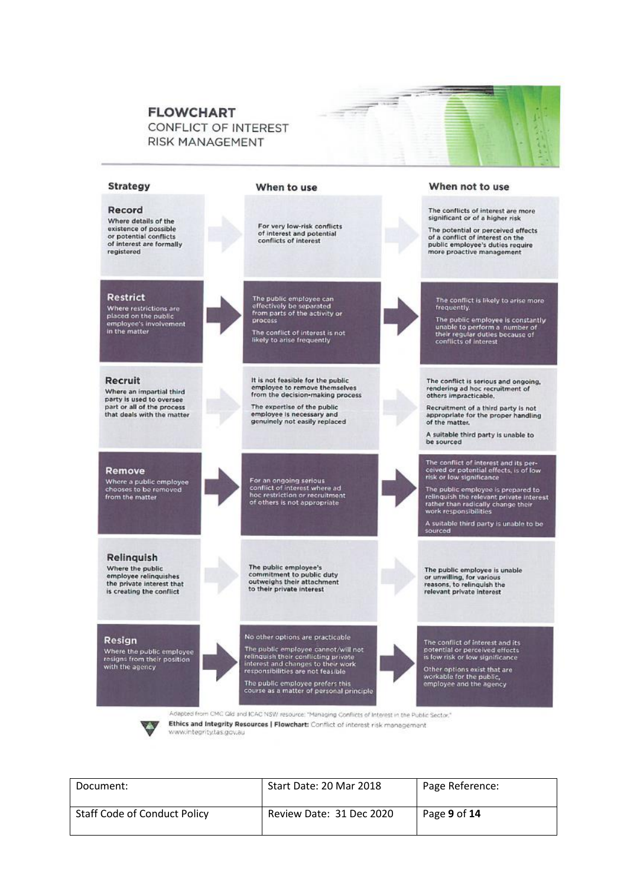# FLOWCHART

## CONFLICT OF INTEREST RISK MANAGEMENT

| Strategy | When to use | When not to use |
| --- | --- | --- |
| **Record** Where details of the existence of possible or potential conflicts of interest are formally registered | For very low-risk conflicts of interest and potential conflicts of interest | The conflicts of interest are more significant or of a higher risk<br>The potential or perceived effects of a conflict of interest on the public employee's duties require more proactive management |
| **Restrict** Where restrictions are placed on the public employee's involvement in the matter | The public employee can effectively be separated from parts of the activity or process<br>The conflict of interest is not likely to arise frequently | The conflict is likely to arise more frequently.<br>The public employee is constantly unable to perform a number of their regular duties because of conflicts of interest |
| **Recruit** Where an impartial third party is used to oversee part or all of the process that deals with the matter | It is not feasible for the public employee to remove themselves from the decision-making process<br>The expertise of the public employee is necessary and genuinely not easily replaced | The conflict is serious and ongoing, rendering ad hoc recruitment of others impracticable.<br>Recruitment of a third party is not appropriate for the proper handling of the matter.<br>A suitable third party is unable to be sourced |
| **Remove** Where a public employee chooses to be removed from the matter | For an ongoing serious conflict of interest where ad hoc restriction or recruitment of others is not appropriate | The conflict of interest and its perceived or potential effects, is of low risk or low significance<br>The public employee is prepared to relinquish the relevant private interest rather than radically change their work responsibilities<br>A suitable third party is unable to be sourced |
| **Relinquish** Where the public employee relinquishes the private interest that is creating the conflict | The public employee's commitment to public duty outweighs their attachment to their private interest | The public employee is unable or unwilling, for various reasons, to relinquish the relevant private interest |
| **Resign** Where the public employee resigns from their position with the agency | No other options are practicable<br>The public employee cannot/will not relinquish their conflicting private interest and changes to their work responsibilities are not feasible<br>The public employee prefers this course as a matter of personal principle | The conflict of interest and its potential or perceived effects is low risk or low significance<br>Other options exist that are workable for the public, employee and the agency |

Adapted from CMC Qld and ICAC NSW resource: "Managing Conflicts of Interest in the Public Sector."

**Ethics and Integrity Resources | Flowchart:** Conflict of interest risk management
www.integrity.tas.gov.au

| Document: | Start Date: 20 Mar 2018 | Page Reference: |
| --- | --- | --- |
| Staff Code of Conduct Policy | Review Date: 31 Dec 2020 | Page **9** of **14** |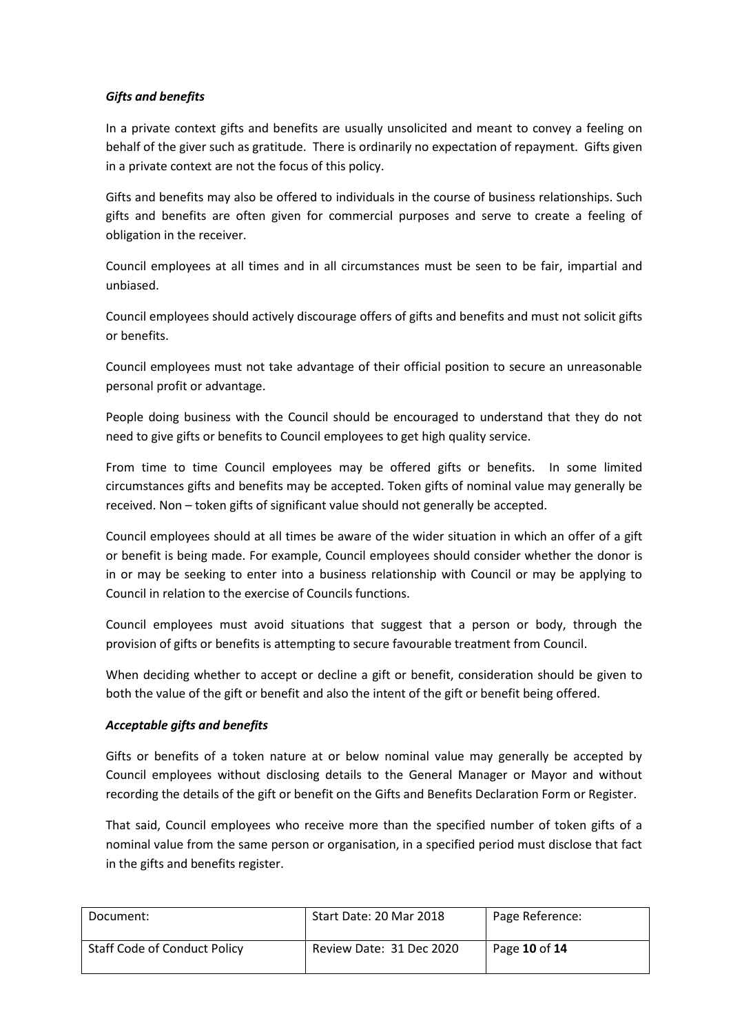***Gifts and benefits***

In a private context gifts and benefits are usually unsolicited and meant to convey a feeling on behalf of the giver such as gratitude. There is ordinarily no expectation of repayment. Gifts given in a private context are not the focus of this policy.

Gifts and benefits may also be offered to individuals in the course of business relationships. Such gifts and benefits are often given for commercial purposes and serve to create a feeling of obligation in the receiver.

Council employees at all times and in all circumstances must be seen to be fair, impartial and unbiased.

Council employees should actively discourage offers of gifts and benefits and must not solicit gifts or benefits.

Council employees must not take advantage of their official position to secure an unreasonable personal profit or advantage.

People doing business with the Council should be encouraged to understand that they do not need to give gifts or benefits to Council employees to get high quality service.

From time to time Council employees may be offered gifts or benefits. In some limited circumstances gifts and benefits may be accepted. Token gifts of nominal value may generally be received. Non – token gifts of significant value should not generally be accepted.

Council employees should at all times be aware of the wider situation in which an offer of a gift or benefit is being made. For example, Council employees should consider whether the donor is in or may be seeking to enter into a business relationship with Council or may be applying to Council in relation to the exercise of Councils functions.

Council employees must avoid situations that suggest that a person or body, through the provision of gifts or benefits is attempting to secure favourable treatment from Council.

When deciding whether to accept or decline a gift or benefit, consideration should be given to both the value of the gift or benefit and also the intent of the gift or benefit being offered.

***Acceptable gifts and benefits***

Gifts or benefits of a token nature at or below nominal value may generally be accepted by Council employees without disclosing details to the General Manager or Mayor and without recording the details of the gift or benefit on the Gifts and Benefits Declaration Form or Register.

That said, Council employees who receive more than the specified number of token gifts of a nominal value from the same person or organisation, in a specified period must disclose that fact in the gifts and benefits register.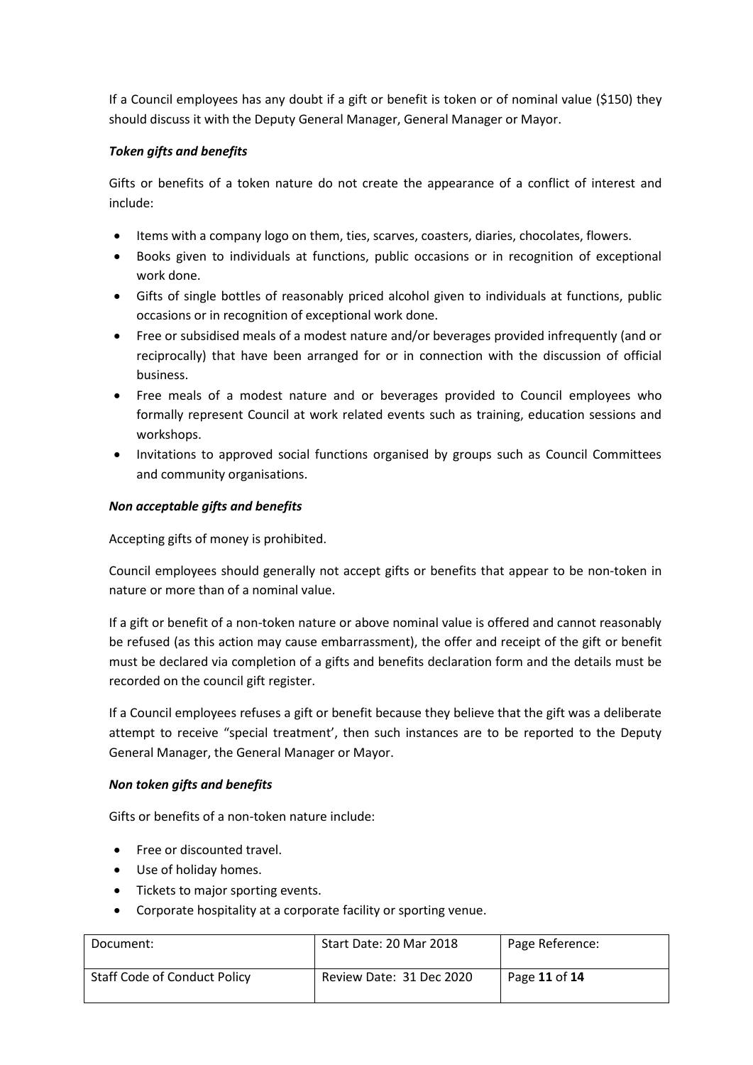If a Council employees has any doubt if a gift or benefit is token or of nominal value ($150) they should discuss it with the Deputy General Manager, General Manager or Mayor.

***Token gifts and benefits***

Gifts or benefits of a token nature do not create the appearance of a conflict of interest and include:

- Items with a company logo on them, ties, scarves, coasters, diaries, chocolates, flowers.
- Books given to individuals at functions, public occasions or in recognition of exceptional work done.
- Gifts of single bottles of reasonably priced alcohol given to individuals at functions, public occasions or in recognition of exceptional work done.
- Free or subsidised meals of a modest nature and/or beverages provided infrequently (and or reciprocally) that have been arranged for or in connection with the discussion of official business.
- Free meals of a modest nature and or beverages provided to Council employees who formally represent Council at work related events such as training, education sessions and workshops.
- Invitations to approved social functions organised by groups such as Council Committees and community organisations.

***Non acceptable gifts and benefits***

Accepting gifts of money is prohibited.

Council employees should generally not accept gifts or benefits that appear to be non-token in nature or more than of a nominal value.

If a gift or benefit of a non-token nature or above nominal value is offered and cannot reasonably be refused (as this action may cause embarrassment), the offer and receipt of the gift or benefit must be declared via completion of a gifts and benefits declaration form and the details must be recorded on the council gift register.

If a Council employees refuses a gift or benefit because they believe that the gift was a deliberate attempt to receive "special treatment', then such instances are to be reported to the Deputy General Manager, the General Manager or Mayor.

***Non token gifts and benefits***

Gifts or benefits of a non-token nature include:

- Free or discounted travel.
- Use of holiday homes.
- Tickets to major sporting events.
- Corporate hospitality at a corporate facility or sporting venue.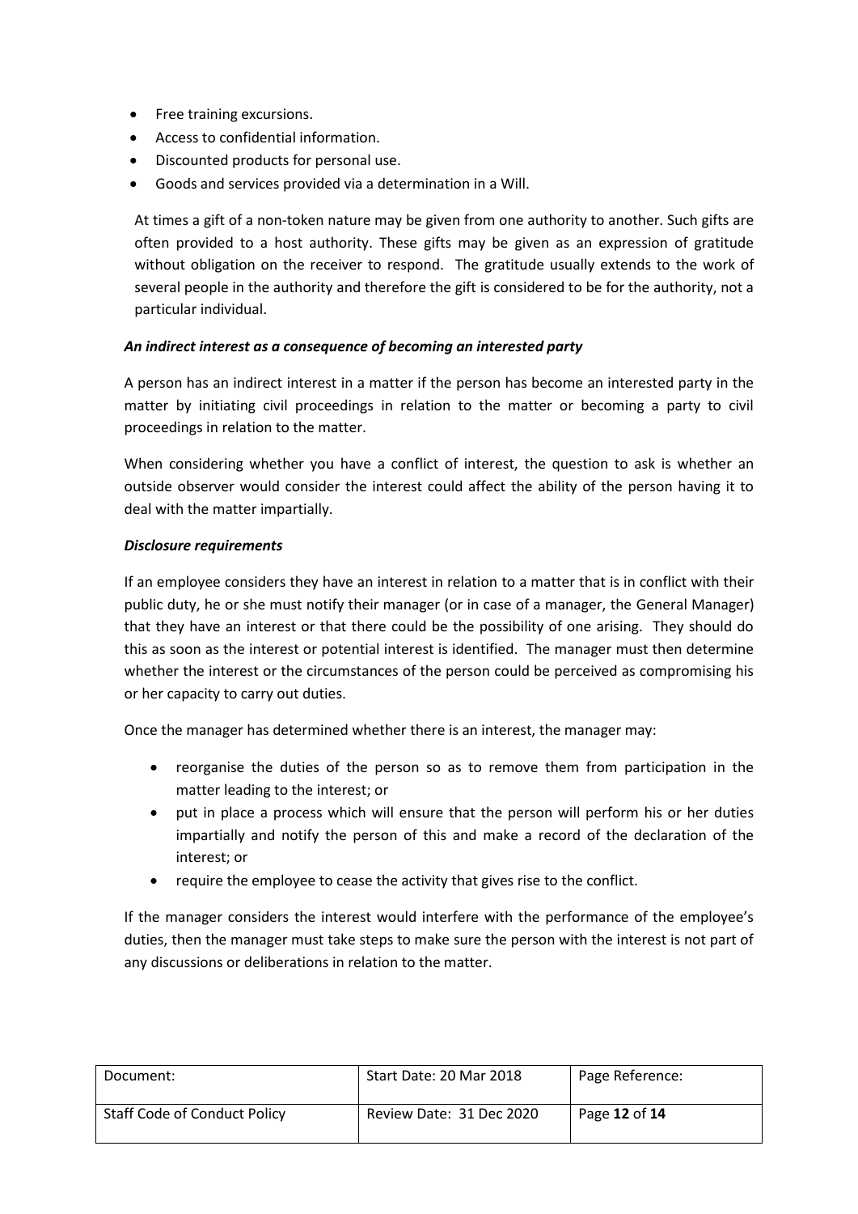- Free training excursions.
- Access to confidential information.
- Discounted products for personal use.
- Goods and services provided via a determination in a Will.

At times a gift of a non-token nature may be given from one authority to another. Such gifts are often provided to a host authority. These gifts may be given as an expression of gratitude without obligation on the receiver to respond. The gratitude usually extends to the work of several people in the authority and therefore the gift is considered to be for the authority, not a particular individual.

***An indirect interest as a consequence of becoming an interested party***

A person has an indirect interest in a matter if the person has become an interested party in the matter by initiating civil proceedings in relation to the matter or becoming a party to civil proceedings in relation to the matter.

When considering whether you have a conflict of interest, the question to ask is whether an outside observer would consider the interest could affect the ability of the person having it to deal with the matter impartially.

***Disclosure requirements***

If an employee considers they have an interest in relation to a matter that is in conflict with their public duty, he or she must notify their manager (or in case of a manager, the General Manager) that they have an interest or that there could be the possibility of one arising. They should do this as soon as the interest or potential interest is identified. The manager must then determine whether the interest or the circumstances of the person could be perceived as compromising his or her capacity to carry out duties.

Once the manager has determined whether there is an interest, the manager may:

- reorganise the duties of the person so as to remove them from participation in the matter leading to the interest; or
- put in place a process which will ensure that the person will perform his or her duties impartially and notify the person of this and make a record of the declaration of the interest; or
- require the employee to cease the activity that gives rise to the conflict.

If the manager considers the interest would interfere with the performance of the employee's duties, then the manager must take steps to make sure the person with the interest is not part of any discussions or deliberations in relation to the matter.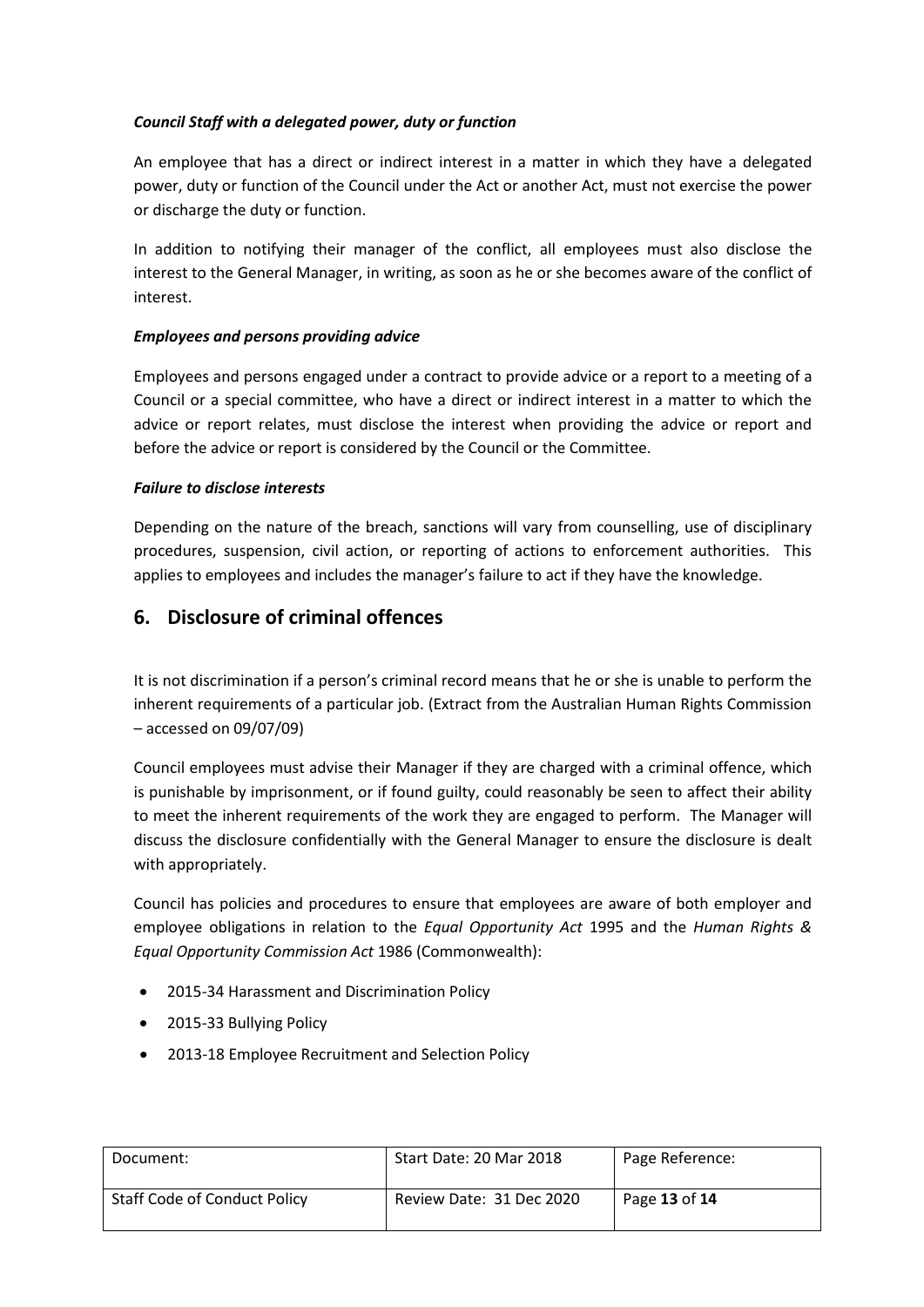***Council Staff with a delegated power, duty or function***

An employee that has a direct or indirect interest in a matter in which they have a delegated power, duty or function of the Council under the Act or another Act, must not exercise the power or discharge the duty or function.

In addition to notifying their manager of the conflict, all employees must also disclose the interest to the General Manager, in writing, as soon as he or she becomes aware of the conflict of interest.

***Employees and persons providing advice***

Employees and persons engaged under a contract to provide advice or a report to a meeting of a Council or a special committee, who have a direct or indirect interest in a matter to which the advice or report relates, must disclose the interest when providing the advice or report and before the advice or report is considered by the Council or the Committee.

***Failure to disclose interests***

Depending on the nature of the breach, sanctions will vary from counselling, use of disciplinary procedures, suspension, civil action, or reporting of actions to enforcement authorities. This applies to employees and includes the manager's failure to act if they have the knowledge.

## 6. Disclosure of criminal offences

It is not discrimination if a person's criminal record means that he or she is unable to perform the inherent requirements of a particular job. (Extract from the Australian Human Rights Commission – accessed on 09/07/09)

Council employees must advise their Manager if they are charged with a criminal offence, which is punishable by imprisonment, or if found guilty, could reasonably be seen to affect their ability to meet the inherent requirements of the work they are engaged to perform. The Manager will discuss the disclosure confidentially with the General Manager to ensure the disclosure is dealt with appropriately.

Council has policies and procedures to ensure that employees are aware of both employer and employee obligations in relation to the *Equal Opportunity Act* 1995 and the *Human Rights & Equal Opportunity Commission Act* 1986 (Commonwealth):

- 2015-34 Harassment and Discrimination Policy
- 2015-33 Bullying Policy
- 2013-18 Employee Recruitment and Selection Policy

| Document: | Start Date: 20 Mar 2018 | Page Reference: |
|---|---|---|
| Staff Code of Conduct Policy | Review Date: 31 Dec 2020 | Page **13** of **14** |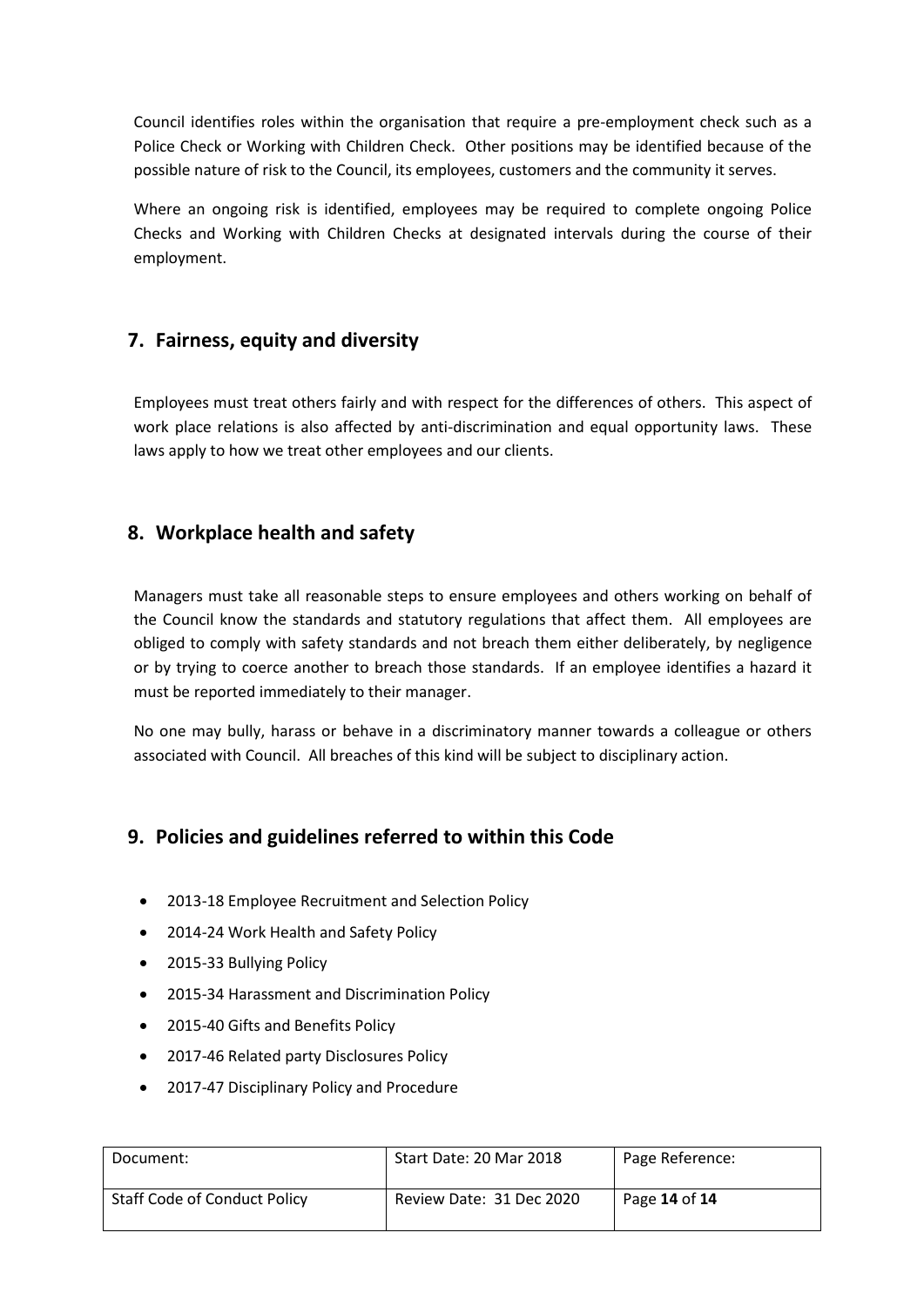Council identifies roles within the organisation that require a pre-employment check such as a Police Check or Working with Children Check. Other positions may be identified because of the possible nature of risk to the Council, its employees, customers and the community it serves.

Where an ongoing risk is identified, employees may be required to complete ongoing Police Checks and Working with Children Checks at designated intervals during the course of their employment.

## 7. Fairness, equity and diversity

Employees must treat others fairly and with respect for the differences of others. This aspect of work place relations is also affected by anti-discrimination and equal opportunity laws. These laws apply to how we treat other employees and our clients.

## 8. Workplace health and safety

Managers must take all reasonable steps to ensure employees and others working on behalf of the Council know the standards and statutory regulations that affect them. All employees are obliged to comply with safety standards and not breach them either deliberately, by negligence or by trying to coerce another to breach those standards. If an employee identifies a hazard it must be reported immediately to their manager.

No one may bully, harass or behave in a discriminatory manner towards a colleague or others associated with Council. All breaches of this kind will be subject to disciplinary action.

## 9. Policies and guidelines referred to within this Code

- 2013-18 Employee Recruitment and Selection Policy
- 2014-24 Work Health and Safety Policy
- 2015-33 Bullying Policy
- 2015-34 Harassment and Discrimination Policy
- 2015-40 Gifts and Benefits Policy
- 2017-46 Related party Disclosures Policy
- 2017-47 Disciplinary Policy and Procedure